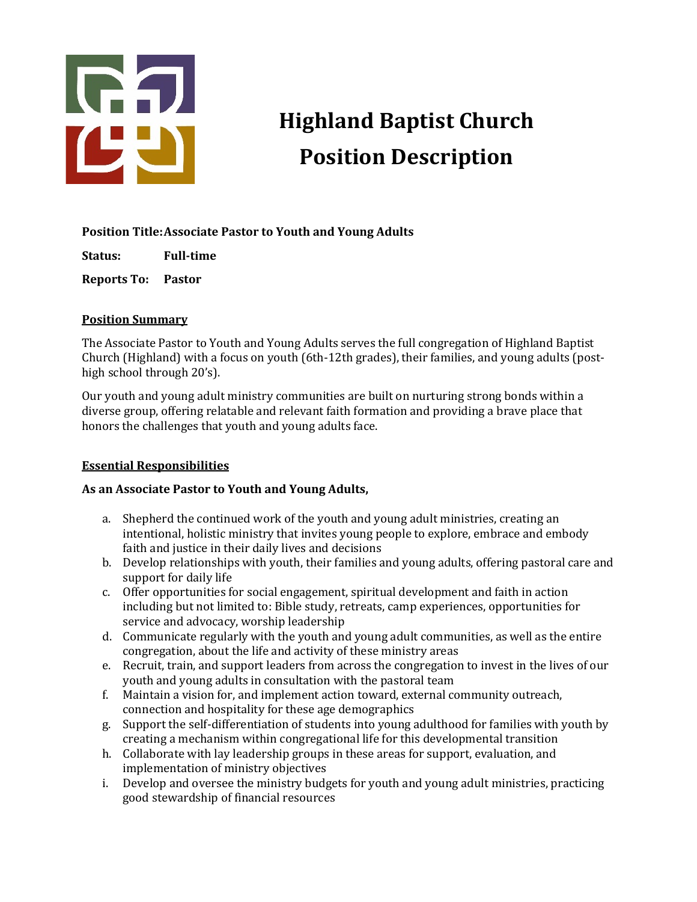# Highland Baptist Church
# Position Description

**Position Title:** **Associate Pastor to Youth and Young Adults**

**Status:** **Full-time**

**Reports To:** **Pastor**

## Position Summary

The Associate Pastor to Youth and Young Adults serves the full congregation of Highland Baptist Church (Highland) with a focus on youth (6th-12th grades), their families, and young adults (post-high school through 20's).

Our youth and young adult ministry communities are built on nurturing strong bonds within a diverse group, offering relatable and relevant faith formation and providing a brave place that honors the challenges that youth and young adults face.

## Essential Responsibilities

**As an Associate Pastor to Youth and Young Adults,**

a. Shepherd the continued work of the youth and young adult ministries, creating an intentional, holistic ministry that invites young people to explore, embrace and embody faith and justice in their daily lives and decisions
b. Develop relationships with youth, their families and young adults, offering pastoral care and support for daily life
c. Offer opportunities for social engagement, spiritual development and faith in action including but not limited to: Bible study, retreats, camp experiences, opportunities for service and advocacy, worship leadership
d. Communicate regularly with the youth and young adult communities, as well as the entire congregation, about the life and activity of these ministry areas
e. Recruit, train, and support leaders from across the congregation to invest in the lives of our youth and young adults in consultation with the pastoral team
f. Maintain a vision for, and implement action toward, external community outreach, connection and hospitality for these age demographics
g. Support the self-differentiation of students into young adulthood for families with youth by creating a mechanism within congregational life for this developmental transition
h. Collaborate with lay leadership groups in these areas for support, evaluation, and implementation of ministry objectives
i. Develop and oversee the ministry budgets for youth and young adult ministries, practicing good stewardship of financial resources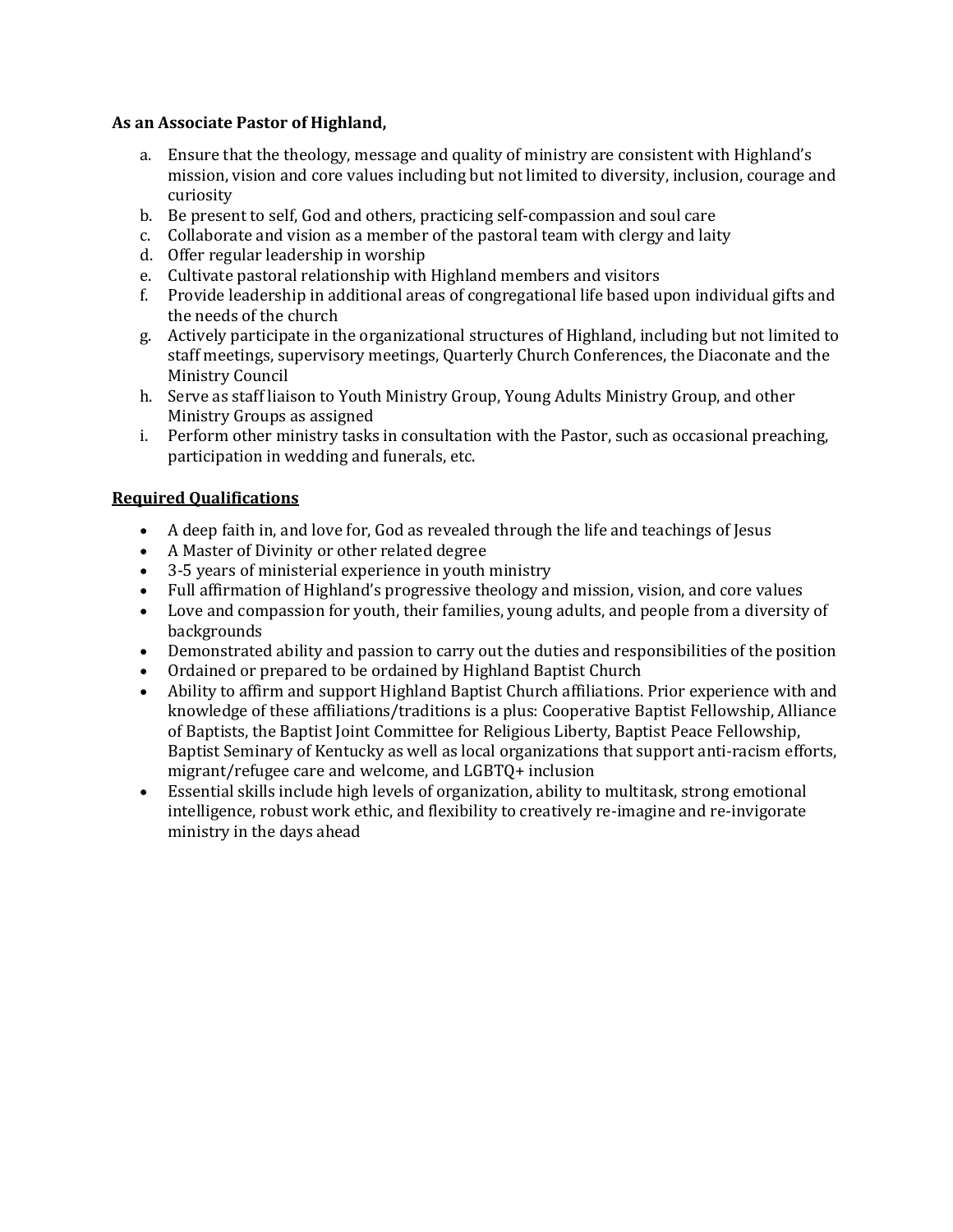**As an Associate Pastor of Highland,**

a. Ensure that the theology, message and quality of ministry are consistent with Highland's mission, vision and core values including but not limited to diversity, inclusion, courage and curiosity
b. Be present to self, God and others, practicing self-compassion and soul care
c. Collaborate and vision as a member of the pastoral team with clergy and laity
d. Offer regular leadership in worship
e. Cultivate pastoral relationship with Highland members and visitors
f. Provide leadership in additional areas of congregational life based upon individual gifts and the needs of the church
g. Actively participate in the organizational structures of Highland, including but not limited to staff meetings, supervisory meetings, Quarterly Church Conferences, the Diaconate and the Ministry Council
h. Serve as staff liaison to Youth Ministry Group, Young Adults Ministry Group, and other Ministry Groups as assigned
i. Perform other ministry tasks in consultation with the Pastor, such as occasional preaching, participation in wedding and funerals, etc.

**Required Qualifications**

- A deep faith in, and love for, God as revealed through the life and teachings of Jesus
- A Master of Divinity or other related degree
- 3-5 years of ministerial experience in youth ministry
- Full affirmation of Highland's progressive theology and mission, vision, and core values
- Love and compassion for youth, their families, young adults, and people from a diversity of backgrounds
- Demonstrated ability and passion to carry out the duties and responsibilities of the position
- Ordained or prepared to be ordained by Highland Baptist Church
- Ability to affirm and support Highland Baptist Church affiliations. Prior experience with and knowledge of these affiliations/traditions is a plus: Cooperative Baptist Fellowship, Alliance of Baptists, the Baptist Joint Committee for Religious Liberty, Baptist Peace Fellowship, Baptist Seminary of Kentucky as well as local organizations that support anti-racism efforts, migrant/refugee care and welcome, and LGBTQ+ inclusion
- Essential skills include high levels of organization, ability to multitask, strong emotional intelligence, robust work ethic, and flexibility to creatively re-imagine and re-invigorate ministry in the days ahead